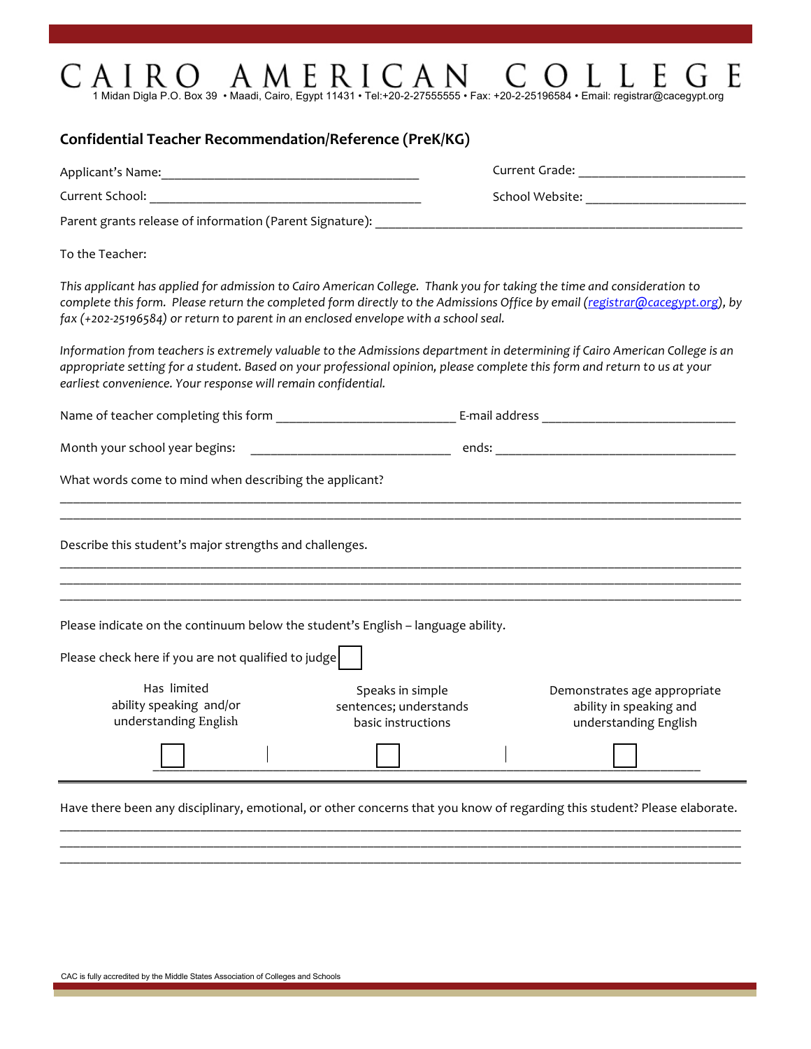# CAIRO AMERICAN COLLEGE

1 Midan Digla P.O. Box 39 • Maadi, Cairo, Egypt 11431 • Tel:+20-2-27555555 • Fax: +20-2-25196584 • Email: registrar@cacegypt.org

## Confidential Teacher Recommendation/Reference (PreK/KG)

Applicant's Name:______________________________________ Current Grade: ________________________

Current School: ________________________________________ School Website: _______________________

Parent grants release of information (Parent Signature): ________________________________________________________

To the Teacher:

*This applicant has applied for admission to Cairo American College. Thank you for taking the time and consideration to complete this form. Please return the completed form directly to the Admissions Office by email (registrar@cacegypt.org), by fax (+202-25196584) or return to parent in an enclosed envelope with a school seal.*

*Information from teachers is extremely valuable to the Admissions department in determining if Cairo American College is an appropriate setting for a student. Based on your professional opinion, please complete this form and return to us at your earliest convenience. Your response will remain confidential.*

Name of teacher completing this form __________________________ E-mail address ____________________________

Month your school year begins: ______________________________ ends: ___________________________________

What words come to mind when describing the applicant?

____________________________________________________________________________________________________
____________________________________________________________________________________________________

Describe this student's major strengths and challenges.

____________________________________________________________________________________________________
____________________________________________________________________________________________________
____________________________________________________________________________________________________

Please indicate on the continuum below the student's English – language ability.

Please check here if you are not qualified to judge ☐

| Has limited ability speaking and/or understanding English | Speaks in simple sentences; understands basic instructions | Demonstrates age appropriate ability in speaking and understanding English |
|---|---|---|
| ☐ | ☐ | ☐ |

Have there been any disciplinary, emotional, or other concerns that you know of regarding this student? Please elaborate.

____________________________________________________________________________________________________
____________________________________________________________________________________________________
____________________________________________________________________________________________________

CAC is fully accredited by the Middle States Association of Colleges and Schools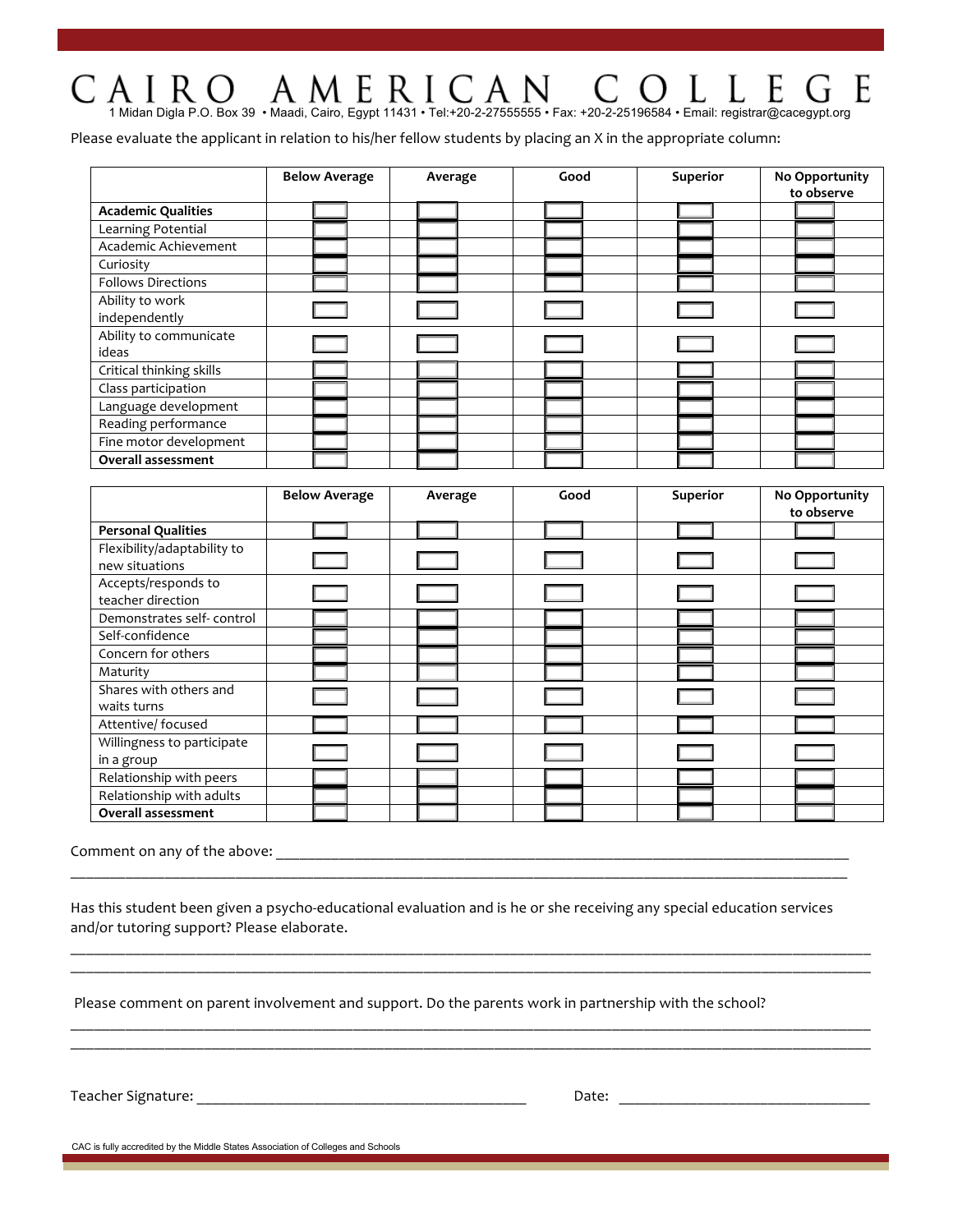# CAIRO AMERICAN COLLEGE

1 Midan Digla P.O. Box 39 • Maadi, Cairo, Egypt 11431 • Tel:+20-2-27555555 • Fax: +20-2-25196584 • Email: registrar@cacegypt.org

Please evaluate the applicant in relation to his/her fellow students by placing an X in the appropriate column:

| | Below Average | Average | Good | Superior | No Opportunity to observe |
|---|---|---|---|---|---|
| **Academic Qualities** | | | | | |
| Learning Potential | | | | | |
| Academic Achievement | | | | | |
| Curiosity | | | | | |
| Follows Directions | | | | | |
| Ability to work independently | | | | | |
| Ability to communicate ideas | | | | | |
| Critical thinking skills | | | | | |
| Class participation | | | | | |
| Language development | | | | | |
| Reading performance | | | | | |
| Fine motor development | | | | | |
| **Overall assessment** | | | | | |

| | Below Average | Average | Good | Superior | No Opportunity to observe |
|---|---|---|---|---|---|
| **Personal Qualities** | | | | | |
| Flexibility/adaptability to new situations | | | | | |
| Accepts/responds to teacher direction | | | | | |
| Demonstrates self- control | | | | | |
| Self-confidence | | | | | |
| Concern for others | | | | | |
| Maturity | | | | | |
| Shares with others and waits turns | | | | | |
| Attentive/ focused | | | | | |
| Willingness to participate in a group | | | | | |
| Relationship with peers | | | | | |
| Relationship with adults | | | | | |
| **Overall assessment** | | | | | |

Comment on any of the above: ___________________________________________________________________________
_____________________________________________________________________________________________________

Has this student been given a psycho-educational evaluation and is he or she receiving any special education services and/or tutoring support? Please elaborate.

_____________________________________________________________________________________________________
_____________________________________________________________________________________________________

Please comment on parent involvement and support. Do the parents work in partnership with the school?

_____________________________________________________________________________________________________
_____________________________________________________________________________________________________

Teacher Signature: ____________________________________________ Date: _________________________________

CAC is fully accredited by the Middle States Association of Colleges and Schools